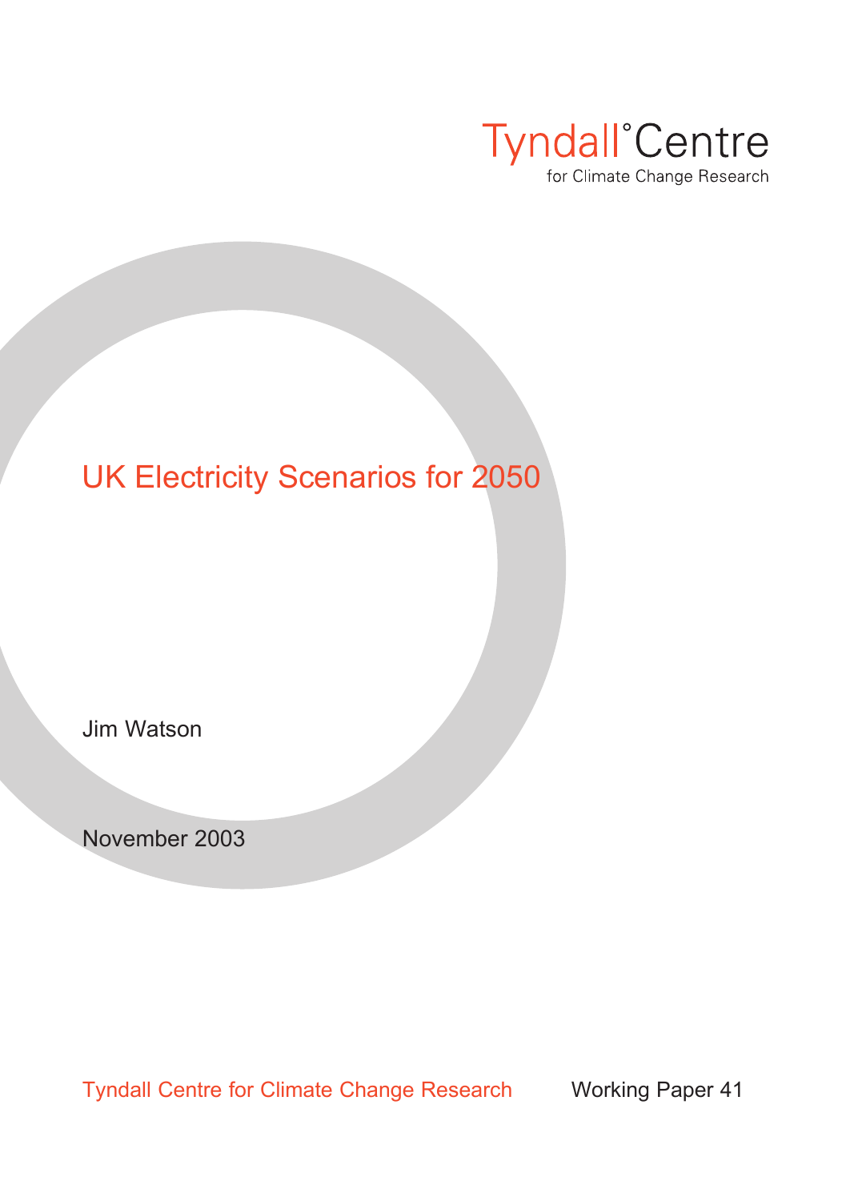Tyndall°Centre
for Climate Change Research

# UK Electricity Scenarios for 2050

Jim Watson

November 2003

Tyndall Centre for Climate Change Research

Working Paper 41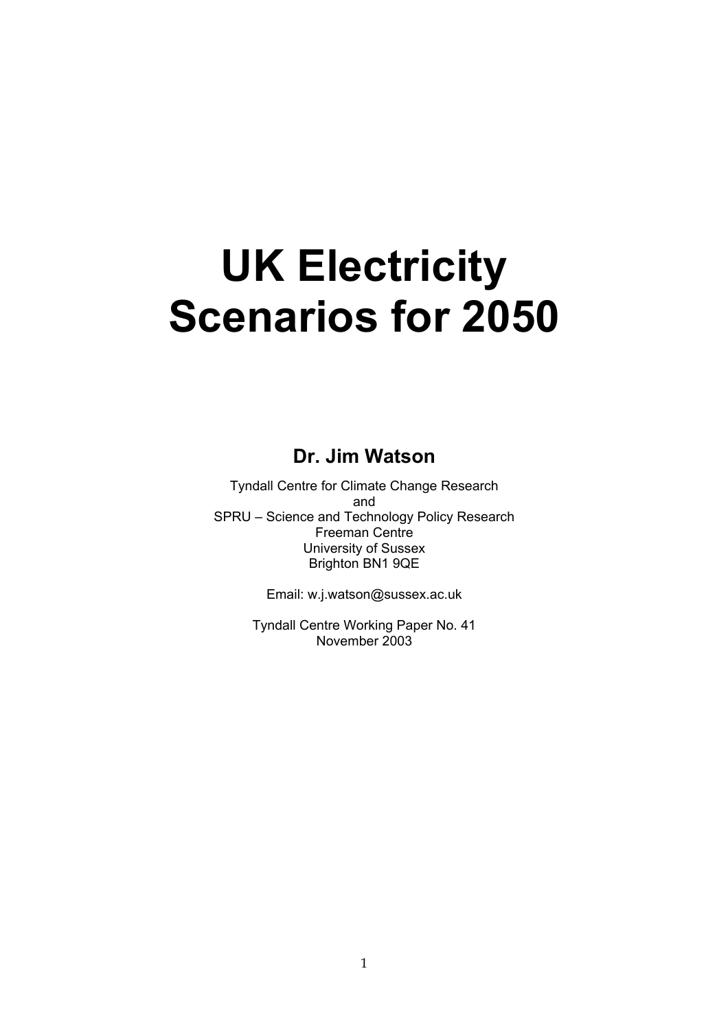# UK Electricity Scenarios for 2050

## Dr. Jim Watson

Tyndall Centre for Climate Change Research
and
SPRU – Science and Technology Policy Research
Freeman Centre
University of Sussex
Brighton BN1 9QE

Email: w.j.watson@sussex.ac.uk

Tyndall Centre Working Paper No. 41
November 2003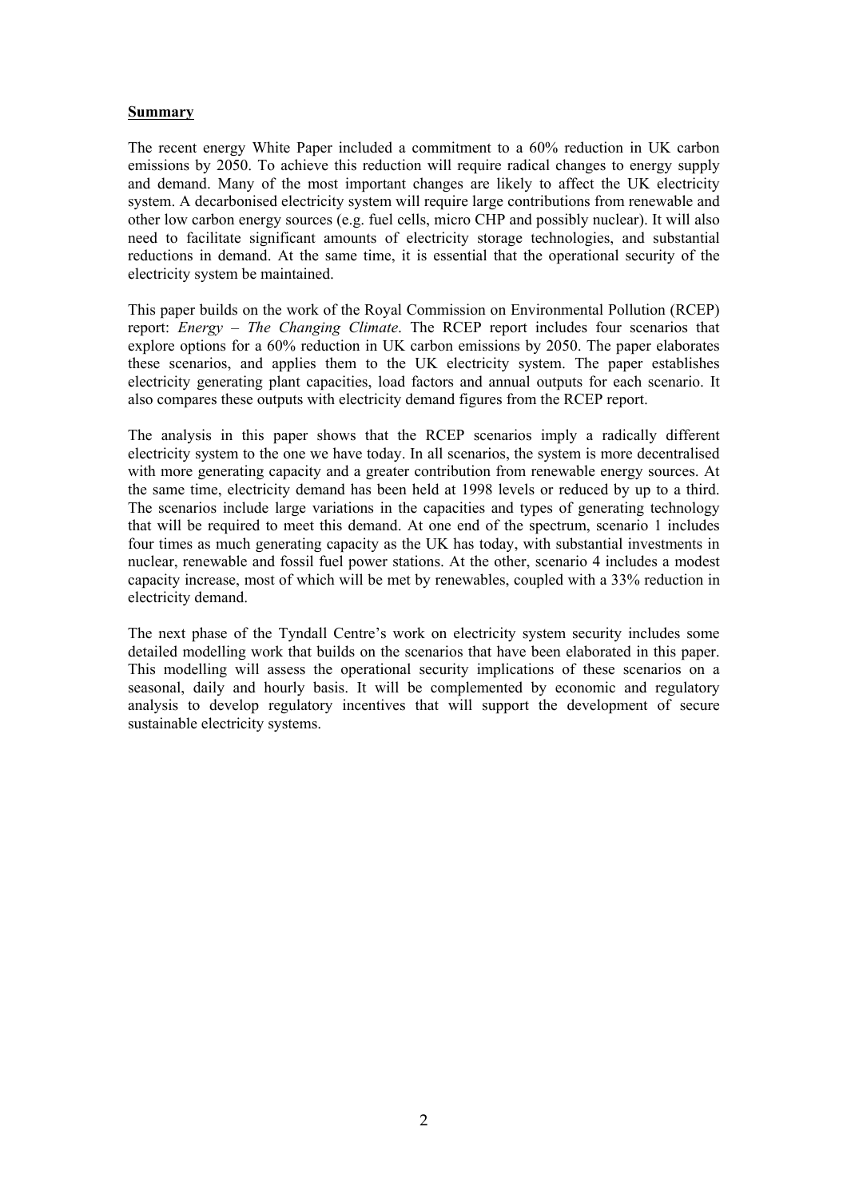## Summary

The recent energy White Paper included a commitment to a 60% reduction in UK carbon emissions by 2050. To achieve this reduction will require radical changes to energy supply and demand. Many of the most important changes are likely to affect the UK electricity system. A decarbonised electricity system will require large contributions from renewable and other low carbon energy sources (e.g. fuel cells, micro CHP and possibly nuclear). It will also need to facilitate significant amounts of electricity storage technologies, and substantial reductions in demand. At the same time, it is essential that the operational security of the electricity system be maintained.

This paper builds on the work of the Royal Commission on Environmental Pollution (RCEP) report: *Energy – The Changing Climate*. The RCEP report includes four scenarios that explore options for a 60% reduction in UK carbon emissions by 2050. The paper elaborates these scenarios, and applies them to the UK electricity system. The paper establishes electricity generating plant capacities, load factors and annual outputs for each scenario. It also compares these outputs with electricity demand figures from the RCEP report.

The analysis in this paper shows that the RCEP scenarios imply a radically different electricity system to the one we have today. In all scenarios, the system is more decentralised with more generating capacity and a greater contribution from renewable energy sources. At the same time, electricity demand has been held at 1998 levels or reduced by up to a third. The scenarios include large variations in the capacities and types of generating technology that will be required to meet this demand. At one end of the spectrum, scenario 1 includes four times as much generating capacity as the UK has today, with substantial investments in nuclear, renewable and fossil fuel power stations. At the other, scenario 4 includes a modest capacity increase, most of which will be met by renewables, coupled with a 33% reduction in electricity demand.

The next phase of the Tyndall Centre's work on electricity system security includes some detailed modelling work that builds on the scenarios that have been elaborated in this paper. This modelling will assess the operational security implications of these scenarios on a seasonal, daily and hourly basis. It will be complemented by economic and regulatory analysis to develop regulatory incentives that will support the development of secure sustainable electricity systems.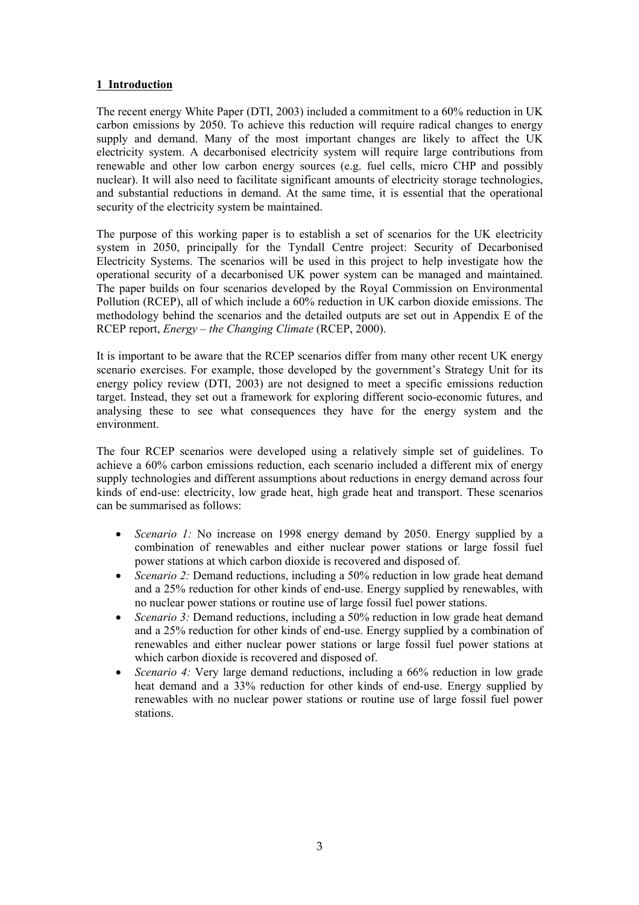## 1 Introduction

The recent energy White Paper (DTI, 2003) included a commitment to a 60% reduction in UK carbon emissions by 2050. To achieve this reduction will require radical changes to energy supply and demand. Many of the most important changes are likely to affect the UK electricity system. A decarbonised electricity system will require large contributions from renewable and other low carbon energy sources (e.g. fuel cells, micro CHP and possibly nuclear). It will also need to facilitate significant amounts of electricity storage technologies, and substantial reductions in demand. At the same time, it is essential that the operational security of the electricity system be maintained.

The purpose of this working paper is to establish a set of scenarios for the UK electricity system in 2050, principally for the Tyndall Centre project: Security of Decarbonised Electricity Systems. The scenarios will be used in this project to help investigate how the operational security of a decarbonised UK power system can be managed and maintained. The paper builds on four scenarios developed by the Royal Commission on Environmental Pollution (RCEP), all of which include a 60% reduction in UK carbon dioxide emissions. The methodology behind the scenarios and the detailed outputs are set out in Appendix E of the RCEP report, *Energy – the Changing Climate* (RCEP, 2000).

It is important to be aware that the RCEP scenarios differ from many other recent UK energy scenario exercises. For example, those developed by the government's Strategy Unit for its energy policy review (DTI, 2003) are not designed to meet a specific emissions reduction target. Instead, they set out a framework for exploring different socio-economic futures, and analysing these to see what consequences they have for the energy system and the environment.

The four RCEP scenarios were developed using a relatively simple set of guidelines. To achieve a 60% carbon emissions reduction, each scenario included a different mix of energy supply technologies and different assumptions about reductions in energy demand across four kinds of end-use: electricity, low grade heat, high grade heat and transport. These scenarios can be summarised as follows:

- *Scenario 1:* No increase on 1998 energy demand by 2050. Energy supplied by a combination of renewables and either nuclear power stations or large fossil fuel power stations at which carbon dioxide is recovered and disposed of.
- *Scenario 2:* Demand reductions, including a 50% reduction in low grade heat demand and a 25% reduction for other kinds of end-use. Energy supplied by renewables, with no nuclear power stations or routine use of large fossil fuel power stations.
- *Scenario 3:* Demand reductions, including a 50% reduction in low grade heat demand and a 25% reduction for other kinds of end-use. Energy supplied by a combination of renewables and either nuclear power stations or large fossil fuel power stations at which carbon dioxide is recovered and disposed of.
- *Scenario 4:* Very large demand reductions, including a 66% reduction in low grade heat demand and a 33% reduction for other kinds of end-use. Energy supplied by renewables with no nuclear power stations or routine use of large fossil fuel power stations.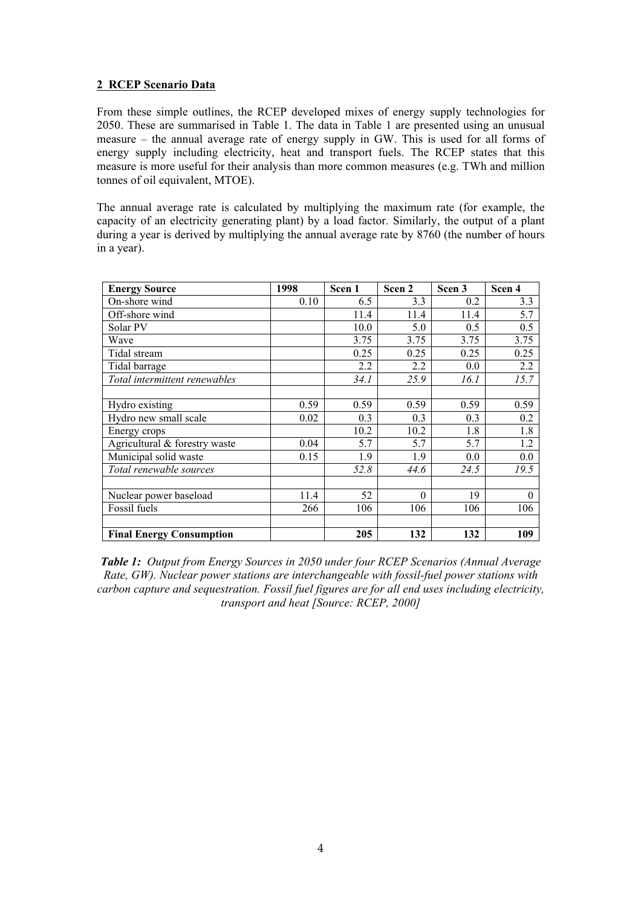## 2 RCEP Scenario Data

From these simple outlines, the RCEP developed mixes of energy supply technologies for 2050. These are summarised in Table 1. The data in Table 1 are presented using an unusual measure – the annual average rate of energy supply in GW. This is used for all forms of energy supply including electricity, heat and transport fuels. The RCEP states that this measure is more useful for their analysis than more common measures (e.g. TWh and million tonnes of oil equivalent, MTOE).

The annual average rate is calculated by multiplying the maximum rate (for example, the capacity of an electricity generating plant) by a load factor. Similarly, the output of a plant during a year is derived by multiplying the annual average rate by 8760 (the number of hours in a year).

| **Energy Source** | **1998** | **Scen 1** | **Scen 2** | **Scen 3** | **Scen 4** |
|---|---|---|---|---|---|
| On-shore wind | 0.10 | 6.5 | 3.3 | 0.2 | 3.3 |
| Off-shore wind | | 11.4 | 11.4 | 11.4 | 5.7 |
| Solar PV | | 10.0 | 5.0 | 0.5 | 0.5 |
| Wave | | 3.75 | 3.75 | 3.75 | 3.75 |
| Tidal stream | | 0.25 | 0.25 | 0.25 | 0.25 |
| Tidal barrage | | 2.2 | 2.2 | 0.0 | 2.2 |
| *Total intermittent renewables* | | *34.1* | *25.9* | *16.1* | *15.7* |
| | | | | | |
| Hydro existing | 0.59 | 0.59 | 0.59 | 0.59 | 0.59 |
| Hydro new small scale | 0.02 | 0.3 | 0.3 | 0.3 | 0.2 |
| Energy crops | | 10.2 | 10.2 | 1.8 | 1.8 |
| Agricultural & forestry waste | 0.04 | 5.7 | 5.7 | 5.7 | 1.2 |
| Municipal solid waste | 0.15 | 1.9 | 1.9 | 0.0 | 0.0 |
| *Total renewable sources* | | *52.8* | *44.6* | *24.5* | *19.5* |
| | | | | | |
| Nuclear power baseload | 11.4 | 52 | 0 | 19 | 0 |
| Fossil fuels | 266 | 106 | 106 | 106 | 106 |
| | | | | | |
| **Final Energy Consumption** | | **205** | **132** | **132** | **109** |

***Table 1:*** *Output from Energy Sources in 2050 under four RCEP Scenarios (Annual Average Rate, GW). Nuclear power stations are interchangeable with fossil-fuel power stations with carbon capture and sequestration. Fossil fuel figures are for all end uses including electricity, transport and heat [Source: RCEP, 2000]*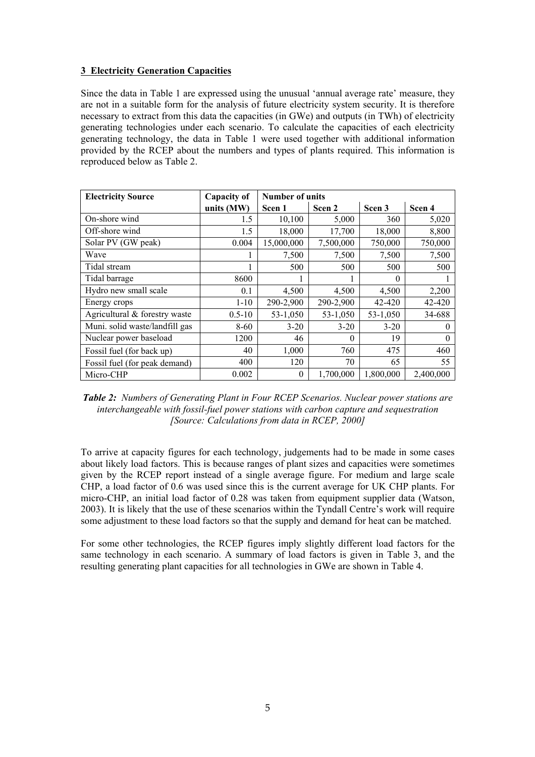### 3 Electricity Generation Capacities

Since the data in Table 1 are expressed using the unusual 'annual average rate' measure, they are not in a suitable form for the analysis of future electricity system security. It is therefore necessary to extract from this data the capacities (in GWe) and outputs (in TWh) of electricity generating technologies under each scenario. To calculate the capacities of each electricity generating technology, the data in Table 1 were used together with additional information provided by the RCEP about the numbers and types of plants required. This information is reproduced below as Table 2.

| Electricity Source | Capacity of units (MW) | Number of units | | | |
|---|---|---|---|---|---|
| | | Scen 1 | Scen 2 | Scen 3 | Scen 4 |
| On-shore wind | 1.5 | 10,100 | 5,000 | 360 | 5,020 |
| Off-shore wind | 1.5 | 18,000 | 17,700 | 18,000 | 8,800 |
| Solar PV (GW peak) | 0.004 | 15,000,000 | 7,500,000 | 750,000 | 750,000 |
| Wave | 1 | 7,500 | 7,500 | 7,500 | 7,500 |
| Tidal stream | 1 | 500 | 500 | 500 | 500 |
| Tidal barrage | 8600 | 1 | 1 | 0 | 1 |
| Hydro new small scale | 0.1 | 4,500 | 4,500 | 4,500 | 2,200 |
| Energy crops | 1-10 | 290-2,900 | 290-2,900 | 42-420 | 42-420 |
| Agricultural & forestry waste | 0.5-10 | 53-1,050 | 53-1,050 | 53-1,050 | 34-688 |
| Muni. solid waste/landfill gas | 8-60 | 3-20 | 3-20 | 3-20 | 0 |
| Nuclear power baseload | 1200 | 46 | 0 | 19 | 0 |
| Fossil fuel (for back up) | 40 | 1,000 | 760 | 475 | 460 |
| Fossil fuel (for peak demand) | 400 | 120 | 70 | 65 | 55 |
| Micro-CHP | 0.002 | 0 | 1,700,000 | 1,800,000 | 2,400,000 |

***Table 2:*** *Numbers of Generating Plant in Four RCEP Scenarios. Nuclear power stations are interchangeable with fossil-fuel power stations with carbon capture and sequestration [Source: Calculations from data in RCEP, 2000]*

To arrive at capacity figures for each technology, judgements had to be made in some cases about likely load factors. This is because ranges of plant sizes and capacities were sometimes given by the RCEP report instead of a single average figure. For medium and large scale CHP, a load factor of 0.6 was used since this is the current average for UK CHP plants. For micro-CHP, an initial load factor of 0.28 was taken from equipment supplier data (Watson, 2003). It is likely that the use of these scenarios within the Tyndall Centre's work will require some adjustment to these load factors so that the supply and demand for heat can be matched.

For some other technologies, the RCEP figures imply slightly different load factors for the same technology in each scenario. A summary of load factors is given in Table 3, and the resulting generating plant capacities for all technologies in GWe are shown in Table 4.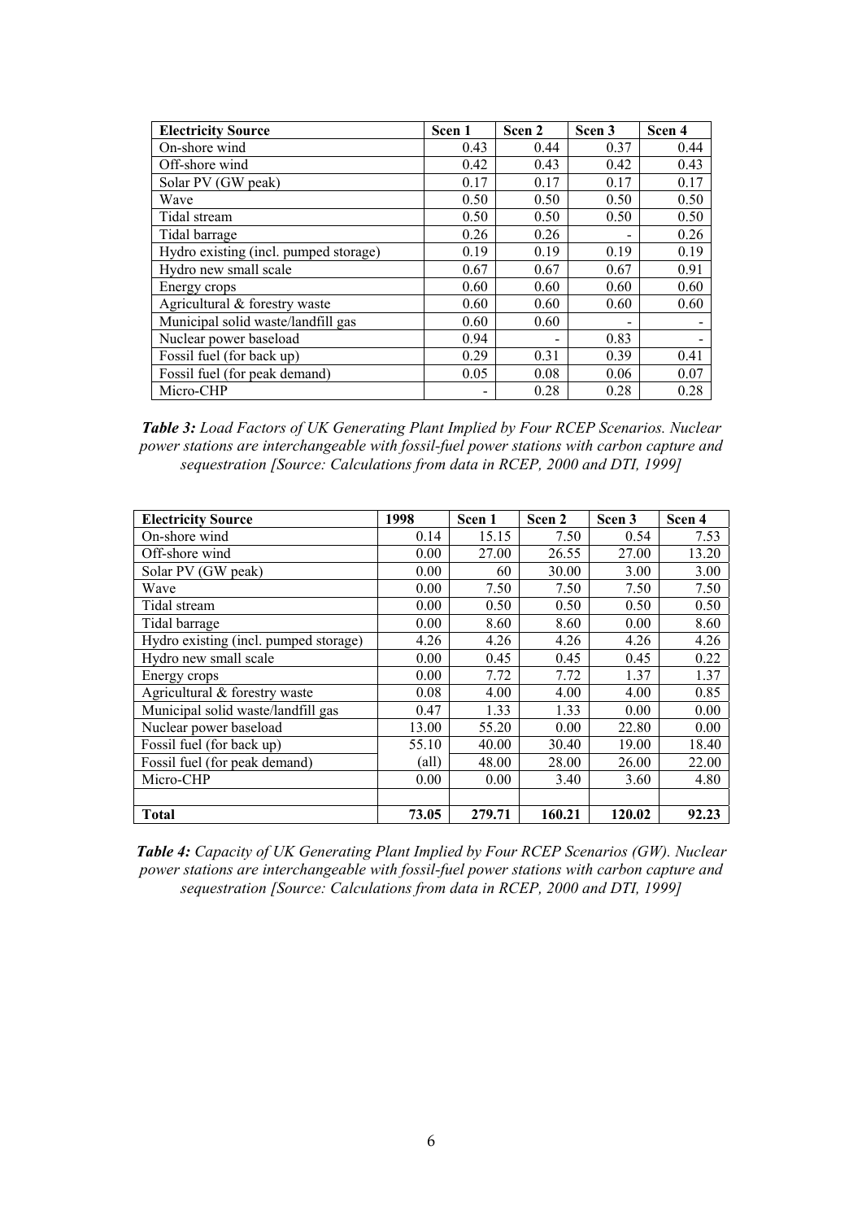| Electricity Source | Scen 1 | Scen 2 | Scen 3 | Scen 4 |
|---|---|---|---|---|
| On-shore wind | 0.43 | 0.44 | 0.37 | 0.44 |
| Off-shore wind | 0.42 | 0.43 | 0.42 | 0.43 |
| Solar PV (GW peak) | 0.17 | 0.17 | 0.17 | 0.17 |
| Wave | 0.50 | 0.50 | 0.50 | 0.50 |
| Tidal stream | 0.50 | 0.50 | 0.50 | 0.50 |
| Tidal barrage | 0.26 | 0.26 | - | 0.26 |
| Hydro existing (incl. pumped storage) | 0.19 | 0.19 | 0.19 | 0.19 |
| Hydro new small scale | 0.67 | 0.67 | 0.67 | 0.91 |
| Energy crops | 0.60 | 0.60 | 0.60 | 0.60 |
| Agricultural & forestry waste | 0.60 | 0.60 | 0.60 | 0.60 |
| Municipal solid waste/landfill gas | 0.60 | 0.60 | - | - |
| Nuclear power baseload | 0.94 | - | 0.83 | - |
| Fossil fuel (for back up) | 0.29 | 0.31 | 0.39 | 0.41 |
| Fossil fuel (for peak demand) | 0.05 | 0.08 | 0.06 | 0.07 |
| Micro-CHP | - | 0.28 | 0.28 | 0.28 |

***Table 3:*** *Load Factors of UK Generating Plant Implied by Four RCEP Scenarios. Nuclear power stations are interchangeable with fossil-fuel power stations with carbon capture and sequestration [Source: Calculations from data in RCEP, 2000 and DTI, 1999]*

| Electricity Source | 1998 | Scen 1 | Scen 2 | Scen 3 | Scen 4 |
|---|---|---|---|---|---|
| On-shore wind | 0.14 | 15.15 | 7.50 | 0.54 | 7.53 |
| Off-shore wind | 0.00 | 27.00 | 26.55 | 27.00 | 13.20 |
| Solar PV (GW peak) | 0.00 | 60 | 30.00 | 3.00 | 3.00 |
| Wave | 0.00 | 7.50 | 7.50 | 7.50 | 7.50 |
| Tidal stream | 0.00 | 0.50 | 0.50 | 0.50 | 0.50 |
| Tidal barrage | 0.00 | 8.60 | 8.60 | 0.00 | 8.60 |
| Hydro existing (incl. pumped storage) | 4.26 | 4.26 | 4.26 | 4.26 | 4.26 |
| Hydro new small scale | 0.00 | 0.45 | 0.45 | 0.45 | 0.22 |
| Energy crops | 0.00 | 7.72 | 7.72 | 1.37 | 1.37 |
| Agricultural & forestry waste | 0.08 | 4.00 | 4.00 | 4.00 | 0.85 |
| Municipal solid waste/landfill gas | 0.47 | 1.33 | 1.33 | 0.00 | 0.00 |
| Nuclear power baseload | 13.00 | 55.20 | 0.00 | 22.80 | 0.00 |
| Fossil fuel (for back up) | 55.10 | 40.00 | 30.40 | 19.00 | 18.40 |
| Fossil fuel (for peak demand) | (all) | 48.00 | 28.00 | 26.00 | 22.00 |
| Micro-CHP | 0.00 | 0.00 | 3.40 | 3.60 | 4.80 |
| | | | | | |
| **Total** | **73.05** | **279.71** | **160.21** | **120.02** | **92.23** |

***Table 4:*** *Capacity of UK Generating Plant Implied by Four RCEP Scenarios (GW). Nuclear power stations are interchangeable with fossil-fuel power stations with carbon capture and sequestration [Source: Calculations from data in RCEP, 2000 and DTI, 1999]*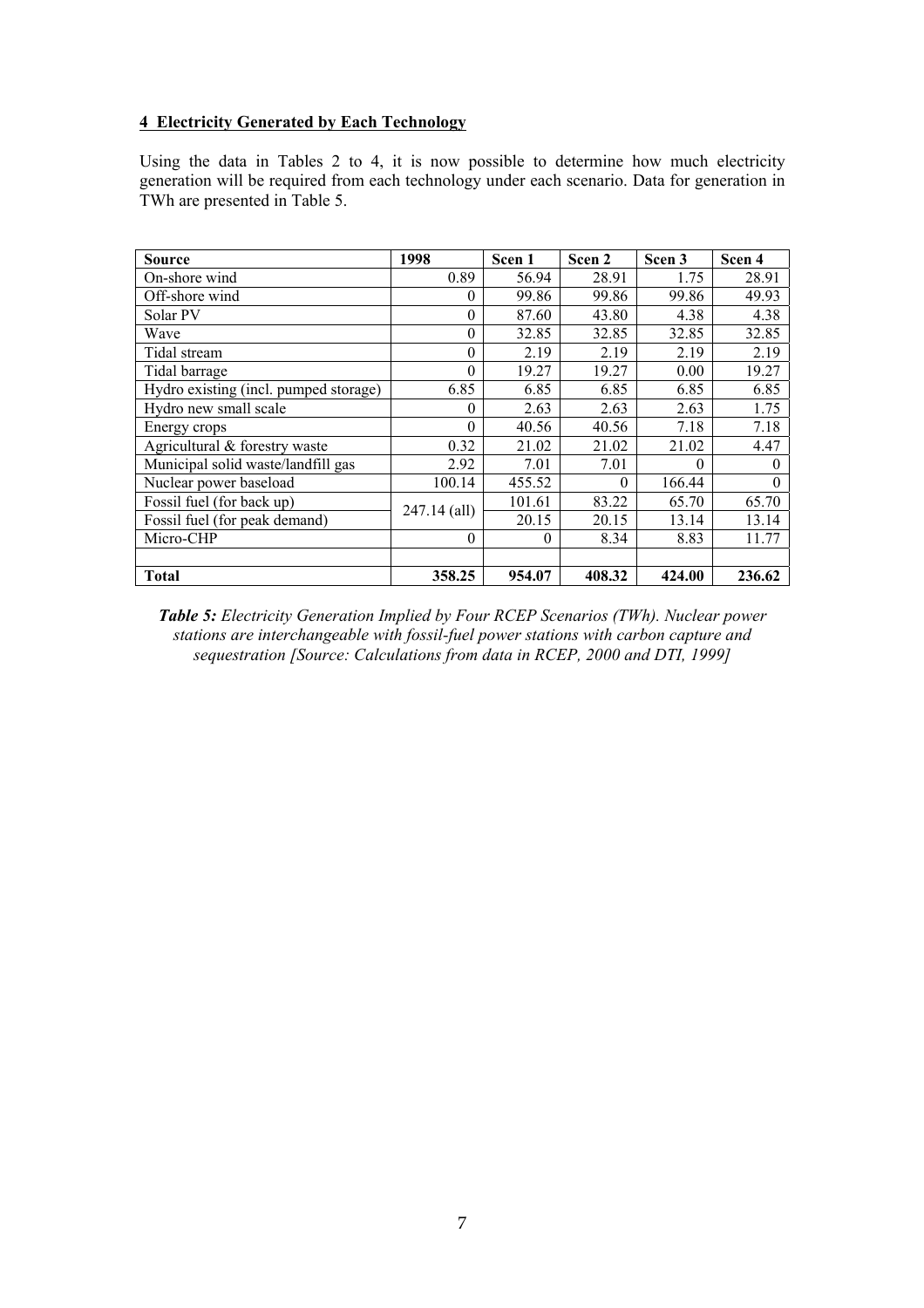## 4 Electricity Generated by Each Technology

Using the data in Tables 2 to 4, it is now possible to determine how much electricity generation will be required from each technology under each scenario. Data for generation in TWh are presented in Table 5.

| Source | 1998 | Scen 1 | Scen 2 | Scen 3 | Scen 4 |
|---|---|---|---|---|---|
| On-shore wind | 0.89 | 56.94 | 28.91 | 1.75 | 28.91 |
| Off-shore wind | 0 | 99.86 | 99.86 | 99.86 | 49.93 |
| Solar PV | 0 | 87.60 | 43.80 | 4.38 | 4.38 |
| Wave | 0 | 32.85 | 32.85 | 32.85 | 32.85 |
| Tidal stream | 0 | 2.19 | 2.19 | 2.19 | 2.19 |
| Tidal barrage | 0 | 19.27 | 19.27 | 0.00 | 19.27 |
| Hydro existing (incl. pumped storage) | 6.85 | 6.85 | 6.85 | 6.85 | 6.85 |
| Hydro new small scale | 0 | 2.63 | 2.63 | 2.63 | 1.75 |
| Energy crops | 0 | 40.56 | 40.56 | 7.18 | 7.18 |
| Agricultural & forestry waste | 0.32 | 21.02 | 21.02 | 21.02 | 4.47 |
| Municipal solid waste/landfill gas | 2.92 | 7.01 | 7.01 | 0 | 0 |
| Nuclear power baseload | 100.14 | 455.52 | 0 | 166.44 | 0 |
| Fossil fuel (for back up) | 247.14 (all) | 101.61 | 83.22 | 65.70 | 65.70 |
| Fossil fuel (for peak demand) | | 20.15 | 20.15 | 13.14 | 13.14 |
| Micro-CHP | 0 | 0 | 8.34 | 8.83 | 11.77 |
| | | | | | |
| **Total** | **358.25** | **954.07** | **408.32** | **424.00** | **236.62** |

***Table 5:*** *Electricity Generation Implied by Four RCEP Scenarios (TWh). Nuclear power stations are interchangeable with fossil-fuel power stations with carbon capture and sequestration [Source: Calculations from data in RCEP, 2000 and DTI, 1999]*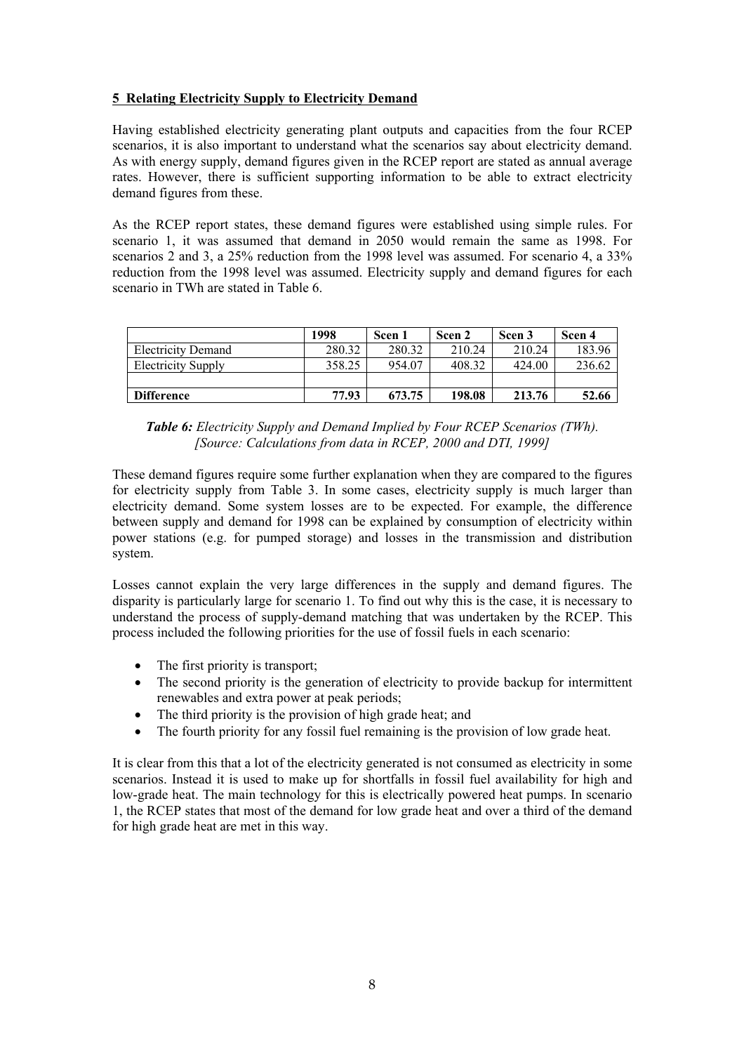**5 Relating Electricity Supply to Electricity Demand**

Having established electricity generating plant outputs and capacities from the four RCEP scenarios, it is also important to understand what the scenarios say about electricity demand. As with energy supply, demand figures given in the RCEP report are stated as annual average rates. However, there is sufficient supporting information to be able to extract electricity demand figures from these.

As the RCEP report states, these demand figures were established using simple rules. For scenario 1, it was assumed that demand in 2050 would remain the same as 1998. For scenarios 2 and 3, a 25% reduction from the 1998 level was assumed. For scenario 4, a 33% reduction from the 1998 level was assumed. Electricity supply and demand figures for each scenario in TWh are stated in Table 6.

| | 1998 | Scen 1 | Scen 2 | Scen 3 | Scen 4 |
|---|---|---|---|---|---|
| Electricity Demand | 280.32 | 280.32 | 210.24 | 210.24 | 183.96 |
| Electricity Supply | 358.25 | 954.07 | 408.32 | 424.00 | 236.62 |
| | | | | | |
| **Difference** | **77.93** | **673.75** | **198.08** | **213.76** | **52.66** |

***Table 6:*** *Electricity Supply and Demand Implied by Four RCEP Scenarios (TWh). [Source: Calculations from data in RCEP, 2000 and DTI, 1999]*

These demand figures require some further explanation when they are compared to the figures for electricity supply from Table 3. In some cases, electricity supply is much larger than electricity demand. Some system losses are to be expected. For example, the difference between supply and demand for 1998 can be explained by consumption of electricity within power stations (e.g. for pumped storage) and losses in the transmission and distribution system.

Losses cannot explain the very large differences in the supply and demand figures. The disparity is particularly large for scenario 1. To find out why this is the case, it is necessary to understand the process of supply-demand matching that was undertaken by the RCEP. This process included the following priorities for the use of fossil fuels in each scenario:

- The first priority is transport;
- The second priority is the generation of electricity to provide backup for intermittent renewables and extra power at peak periods;
- The third priority is the provision of high grade heat; and
- The fourth priority for any fossil fuel remaining is the provision of low grade heat.

It is clear from this that a lot of the electricity generated is not consumed as electricity in some scenarios. Instead it is used to make up for shortfalls in fossil fuel availability for high and low-grade heat. The main technology for this is electrically powered heat pumps. In scenario 1, the RCEP states that most of the demand for low grade heat and over a third of the demand for high grade heat are met in this way.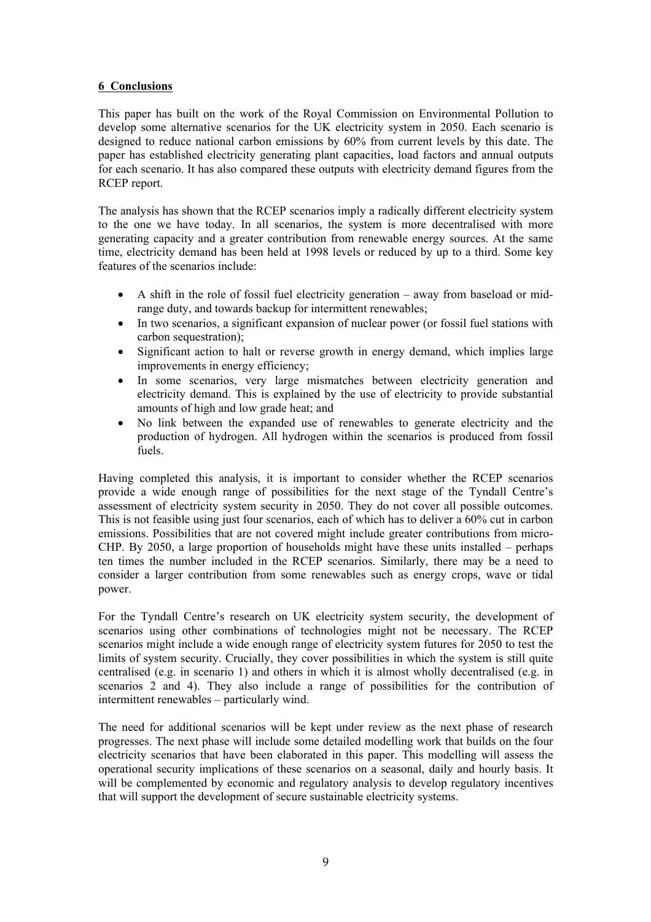## 6 Conclusions

This paper has built on the work of the Royal Commission on Environmental Pollution to develop some alternative scenarios for the UK electricity system in 2050. Each scenario is designed to reduce national carbon emissions by 60% from current levels by this date. The paper has established electricity generating plant capacities, load factors and annual outputs for each scenario. It has also compared these outputs with electricity demand figures from the RCEP report.

The analysis has shown that the RCEP scenarios imply a radically different electricity system to the one we have today. In all scenarios, the system is more decentralised with more generating capacity and a greater contribution from renewable energy sources. At the same time, electricity demand has been held at 1998 levels or reduced by up to a third. Some key features of the scenarios include:

- A shift in the role of fossil fuel electricity generation – away from baseload or mid-range duty, and towards backup for intermittent renewables;
- In two scenarios, a significant expansion of nuclear power (or fossil fuel stations with carbon sequestration);
- Significant action to halt or reverse growth in energy demand, which implies large improvements in energy efficiency;
- In some scenarios, very large mismatches between electricity generation and electricity demand. This is explained by the use of electricity to provide substantial amounts of high and low grade heat; and
- No link between the expanded use of renewables to generate electricity and the production of hydrogen. All hydrogen within the scenarios is produced from fossil fuels.

Having completed this analysis, it is important to consider whether the RCEP scenarios provide a wide enough range of possibilities for the next stage of the Tyndall Centre's assessment of electricity system security in 2050. They do not cover all possible outcomes. This is not feasible using just four scenarios, each of which has to deliver a 60% cut in carbon emissions. Possibilities that are not covered might include greater contributions from micro-CHP. By 2050, a large proportion of households might have these units installed – perhaps ten times the number included in the RCEP scenarios. Similarly, there may be a need to consider a larger contribution from some renewables such as energy crops, wave or tidal power.

For the Tyndall Centre's research on UK electricity system security, the development of scenarios using other combinations of technologies might not be necessary. The RCEP scenarios might include a wide enough range of electricity system futures for 2050 to test the limits of system security. Crucially, they cover possibilities in which the system is still quite centralised (e.g. in scenario 1) and others in which it is almost wholly decentralised (e.g. in scenarios 2 and 4). They also include a range of possibilities for the contribution of intermittent renewables – particularly wind.

The need for additional scenarios will be kept under review as the next phase of research progresses. The next phase will include some detailed modelling work that builds on the four electricity scenarios that have been elaborated in this paper. This modelling will assess the operational security implications of these scenarios on a seasonal, daily and hourly basis. It will be complemented by economic and regulatory analysis to develop regulatory incentives that will support the development of secure sustainable electricity systems.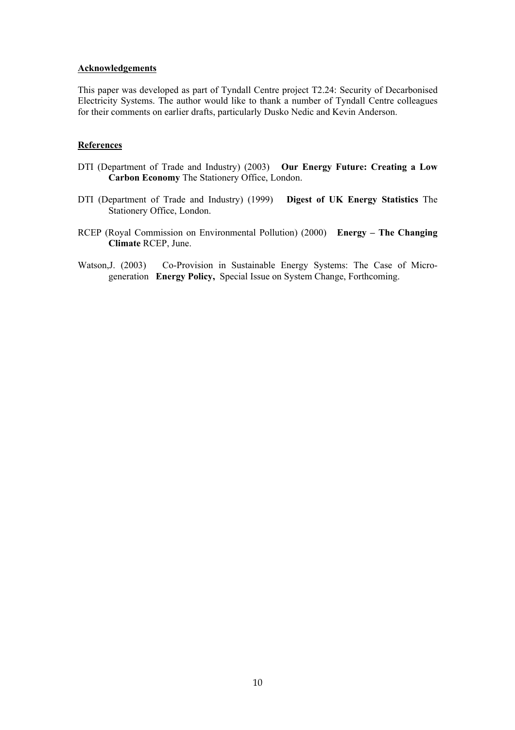## Acknowledgements

This paper was developed as part of Tyndall Centre project T2.24: Security of Decarbonised Electricity Systems. The author would like to thank a number of Tyndall Centre colleagues for their comments on earlier drafts, particularly Dusko Nedic and Kevin Anderson.

## References

DTI (Department of Trade and Industry) (2003) **Our Energy Future: Creating a Low Carbon Economy** The Stationery Office, London.

DTI (Department of Trade and Industry) (1999) **Digest of UK Energy Statistics** The Stationery Office, London.

RCEP (Royal Commission on Environmental Pollution) (2000) **Energy – The Changing Climate** RCEP, June.

Watson,J. (2003) Co-Provision in Sustainable Energy Systems: The Case of Micro-generation **Energy Policy,** Special Issue on System Change, Forthcoming.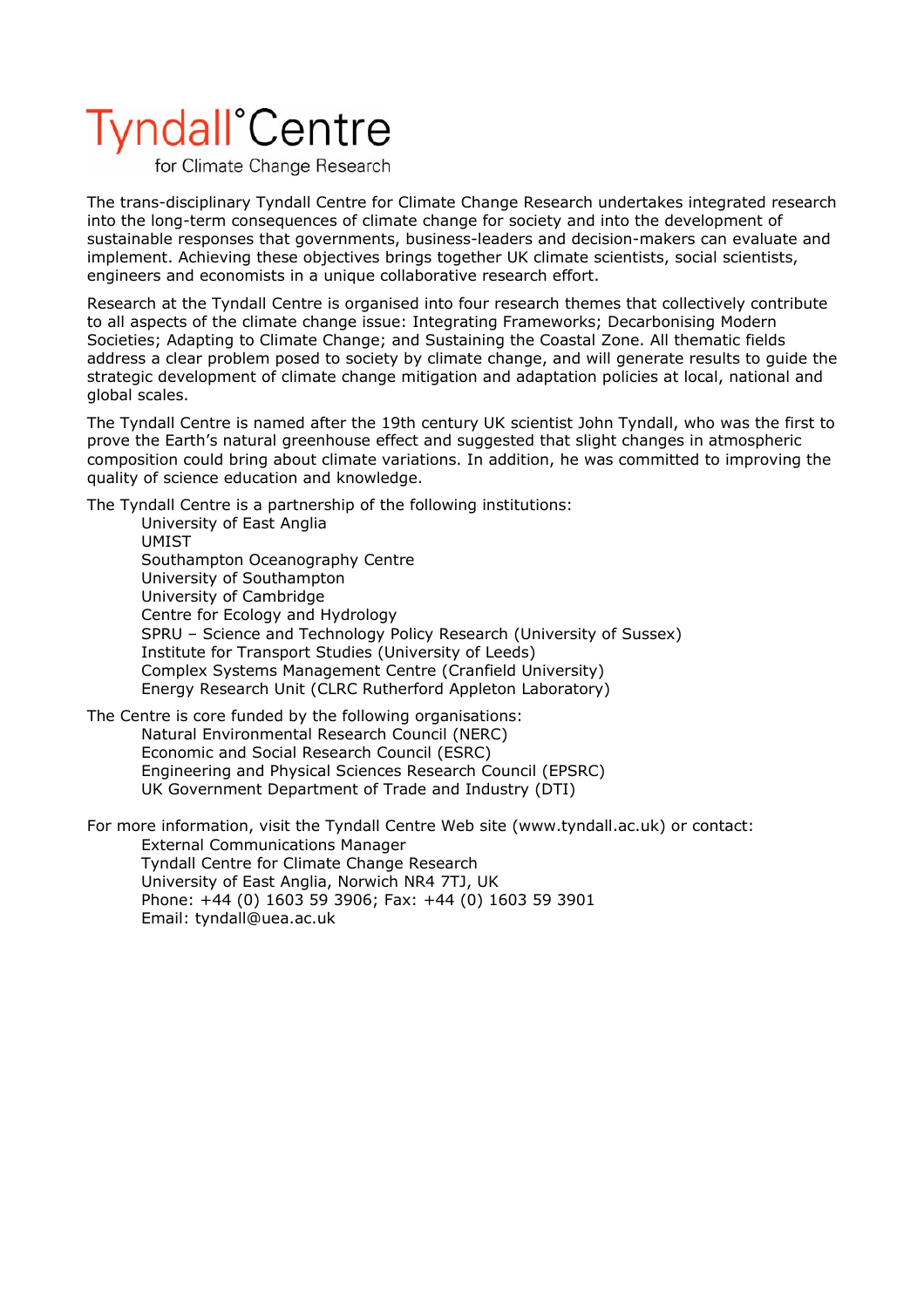# Tyndall°Centre

for Climate Change Research

The trans-disciplinary Tyndall Centre for Climate Change Research undertakes integrated research into the long-term consequences of climate change for society and into the development of sustainable responses that governments, business-leaders and decision-makers can evaluate and implement. Achieving these objectives brings together UK climate scientists, social scientists, engineers and economists in a unique collaborative research effort.

Research at the Tyndall Centre is organised into four research themes that collectively contribute to all aspects of the climate change issue: Integrating Frameworks; Decarbonising Modern Societies; Adapting to Climate Change; and Sustaining the Coastal Zone. All thematic fields address a clear problem posed to society by climate change, and will generate results to guide the strategic development of climate change mitigation and adaptation policies at local, national and global scales.

The Tyndall Centre is named after the 19th century UK scientist John Tyndall, who was the first to prove the Earth's natural greenhouse effect and suggested that slight changes in atmospheric composition could bring about climate variations. In addition, he was committed to improving the quality of science education and knowledge.

The Tyndall Centre is a partnership of the following institutions:

- University of East Anglia
- UMIST
- Southampton Oceanography Centre
- University of Southampton
- University of Cambridge
- Centre for Ecology and Hydrology
- SPRU – Science and Technology Policy Research (University of Sussex)
- Institute for Transport Studies (University of Leeds)
- Complex Systems Management Centre (Cranfield University)
- Energy Research Unit (CLRC Rutherford Appleton Laboratory)

The Centre is core funded by the following organisations:

- Natural Environmental Research Council (NERC)
- Economic and Social Research Council (ESRC)
- Engineering and Physical Sciences Research Council (EPSRC)
- UK Government Department of Trade and Industry (DTI)

For more information, visit the Tyndall Centre Web site (www.tyndall.ac.uk) or contact:

External Communications Manager
Tyndall Centre for Climate Change Research
University of East Anglia, Norwich NR4 7TJ, UK
Phone: +44 (0) 1603 59 3906; Fax: +44 (0) 1603 59 3901
Email: tyndall@uea.ac.uk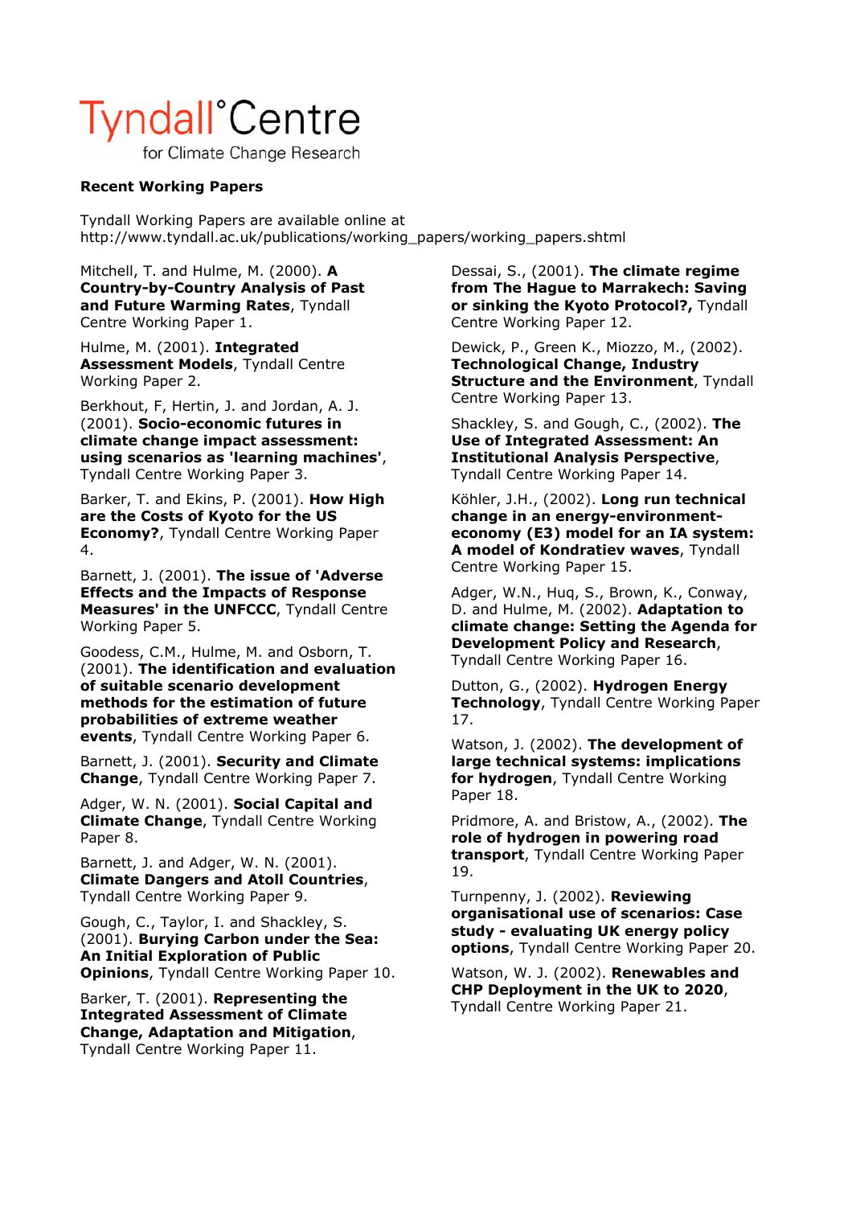# Tyndall°Centre
for Climate Change Research

**Recent Working Papers**

Tyndall Working Papers are available online at
http://www.tyndall.ac.uk/publications/working_papers/working_papers.shtml

Mitchell, T. and Hulme, M. (2000). **A Country-by-Country Analysis of Past and Future Warming Rates**, Tyndall Centre Working Paper 1.

Hulme, M. (2001). **Integrated Assessment Models**, Tyndall Centre Working Paper 2.

Berkhout, F, Hertin, J. and Jordan, A. J. (2001). **Socio-economic futures in climate change impact assessment: using scenarios as 'learning machines'**, Tyndall Centre Working Paper 3.

Barker, T. and Ekins, P. (2001). **How High are the Costs of Kyoto for the US Economy?**, Tyndall Centre Working Paper 4.

Barnett, J. (2001). **The issue of 'Adverse Effects and the Impacts of Response Measures' in the UNFCCC**, Tyndall Centre Working Paper 5.

Goodess, C.M., Hulme, M. and Osborn, T. (2001). **The identification and evaluation of suitable scenario development methods for the estimation of future probabilities of extreme weather events**, Tyndall Centre Working Paper 6.

Barnett, J. (2001). **Security and Climate Change**, Tyndall Centre Working Paper 7.

Adger, W. N. (2001). **Social Capital and Climate Change**, Tyndall Centre Working Paper 8.

Barnett, J. and Adger, W. N. (2001). **Climate Dangers and Atoll Countries**, Tyndall Centre Working Paper 9.

Gough, C., Taylor, I. and Shackley, S. (2001). **Burying Carbon under the Sea: An Initial Exploration of Public Opinions**, Tyndall Centre Working Paper 10.

Barker, T. (2001). **Representing the Integrated Assessment of Climate Change, Adaptation and Mitigation**, Tyndall Centre Working Paper 11.

Dessai, S., (2001). **The climate regime from The Hague to Marrakech: Saving or sinking the Kyoto Protocol?**, Tyndall Centre Working Paper 12.

Dewick, P., Green K., Miozzo, M., (2002). **Technological Change, Industry Structure and the Environment**, Tyndall Centre Working Paper 13.

Shackley, S. and Gough, C., (2002). **The Use of Integrated Assessment: An Institutional Analysis Perspective**, Tyndall Centre Working Paper 14.

Köhler, J.H., (2002). **Long run technical change in an energy-environment-economy (E3) model for an IA system: A model of Kondratiev waves**, Tyndall Centre Working Paper 15.

Adger, W.N., Huq, S., Brown, K., Conway, D. and Hulme, M. (2002). **Adaptation to climate change: Setting the Agenda for Development Policy and Research**, Tyndall Centre Working Paper 16.

Dutton, G., (2002). **Hydrogen Energy Technology**, Tyndall Centre Working Paper 17.

Watson, J. (2002). **The development of large technical systems: implications for hydrogen**, Tyndall Centre Working Paper 18.

Pridmore, A. and Bristow, A., (2002). **The role of hydrogen in powering road transport**, Tyndall Centre Working Paper 19.

Turnpenny, J. (2002). **Reviewing organisational use of scenarios: Case study - evaluating UK energy policy options**, Tyndall Centre Working Paper 20.

Watson, W. J. (2002). **Renewables and CHP Deployment in the UK to 2020**, Tyndall Centre Working Paper 21.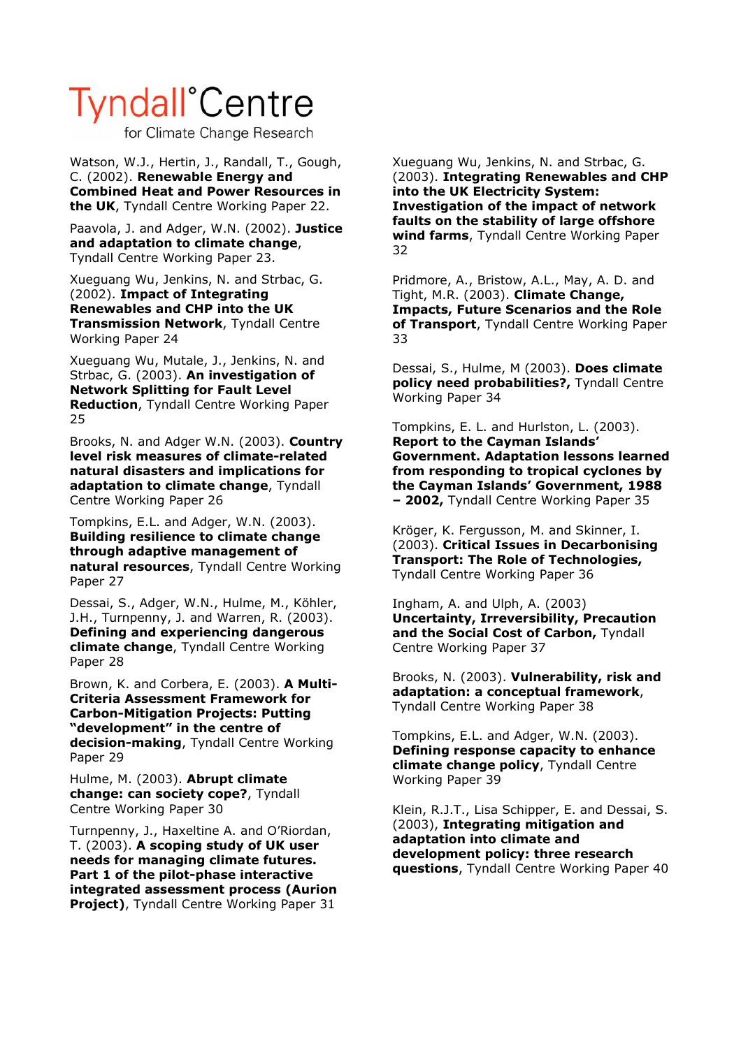Watson, W.J., Hertin, J., Randall, T., Gough, C. (2002). **Renewable Energy and Combined Heat and Power Resources in the UK**, Tyndall Centre Working Paper 22.

Paavola, J. and Adger, W.N. (2002). **Justice and adaptation to climate change**, Tyndall Centre Working Paper 23.

Xueguang Wu, Jenkins, N. and Strbac, G. (2002). **Impact of Integrating Renewables and CHP into the UK Transmission Network**, Tyndall Centre Working Paper 24

Xueguang Wu, Mutale, J., Jenkins, N. and Strbac, G. (2003). **An investigation of Network Splitting for Fault Level Reduction**, Tyndall Centre Working Paper 25

Brooks, N. and Adger W.N. (2003). **Country level risk measures of climate-related natural disasters and implications for adaptation to climate change**, Tyndall Centre Working Paper 26

Tompkins, E.L. and Adger, W.N. (2003). **Building resilience to climate change through adaptive management of natural resources**, Tyndall Centre Working Paper 27

Dessai, S., Adger, W.N., Hulme, M., Köhler, J.H., Turnpenny, J. and Warren, R. (2003). **Defining and experiencing dangerous climate change**, Tyndall Centre Working Paper 28

Brown, K. and Corbera, E. (2003). **A Multi-Criteria Assessment Framework for Carbon-Mitigation Projects: Putting "development" in the centre of decision-making**, Tyndall Centre Working Paper 29

Hulme, M. (2003). **Abrupt climate change: can society cope?**, Tyndall Centre Working Paper 30

Turnpenny, J., Haxeltine A. and O'Riordan, T. (2003). **A scoping study of UK user needs for managing climate futures. Part 1 of the pilot-phase interactive integrated assessment process (Aurion Project)**, Tyndall Centre Working Paper 31

Xueguang Wu, Jenkins, N. and Strbac, G. (2003). **Integrating Renewables and CHP into the UK Electricity System: Investigation of the impact of network faults on the stability of large offshore wind farms**, Tyndall Centre Working Paper 32

Pridmore, A., Bristow, A.L., May, A. D. and Tight, M.R. (2003). **Climate Change, Impacts, Future Scenarios and the Role of Transport**, Tyndall Centre Working Paper 33

Dessai, S., Hulme, M (2003). **Does climate policy need probabilities?**, Tyndall Centre Working Paper 34

Tompkins, E. L. and Hurlston, L. (2003). **Report to the Cayman Islands' Government. Adaptation lessons learned from responding to tropical cyclones by the Cayman Islands' Government, 1988 – 2002**, Tyndall Centre Working Paper 35

Kröger, K. Fergusson, M. and Skinner, I. (2003). **Critical Issues in Decarbonising Transport: The Role of Technologies**, Tyndall Centre Working Paper 36

Ingham, A. and Ulph, A. (2003) **Uncertainty, Irreversibility, Precaution and the Social Cost of Carbon**, Tyndall Centre Working Paper 37

Brooks, N. (2003). **Vulnerability, risk and adaptation: a conceptual framework**, Tyndall Centre Working Paper 38

Tompkins, E.L. and Adger, W.N. (2003). **Defining response capacity to enhance climate change policy**, Tyndall Centre Working Paper 39

Klein, R.J.T., Lisa Schipper, E. and Dessai, S. (2003), **Integrating mitigation and adaptation into climate and development policy: three research questions**, Tyndall Centre Working Paper 40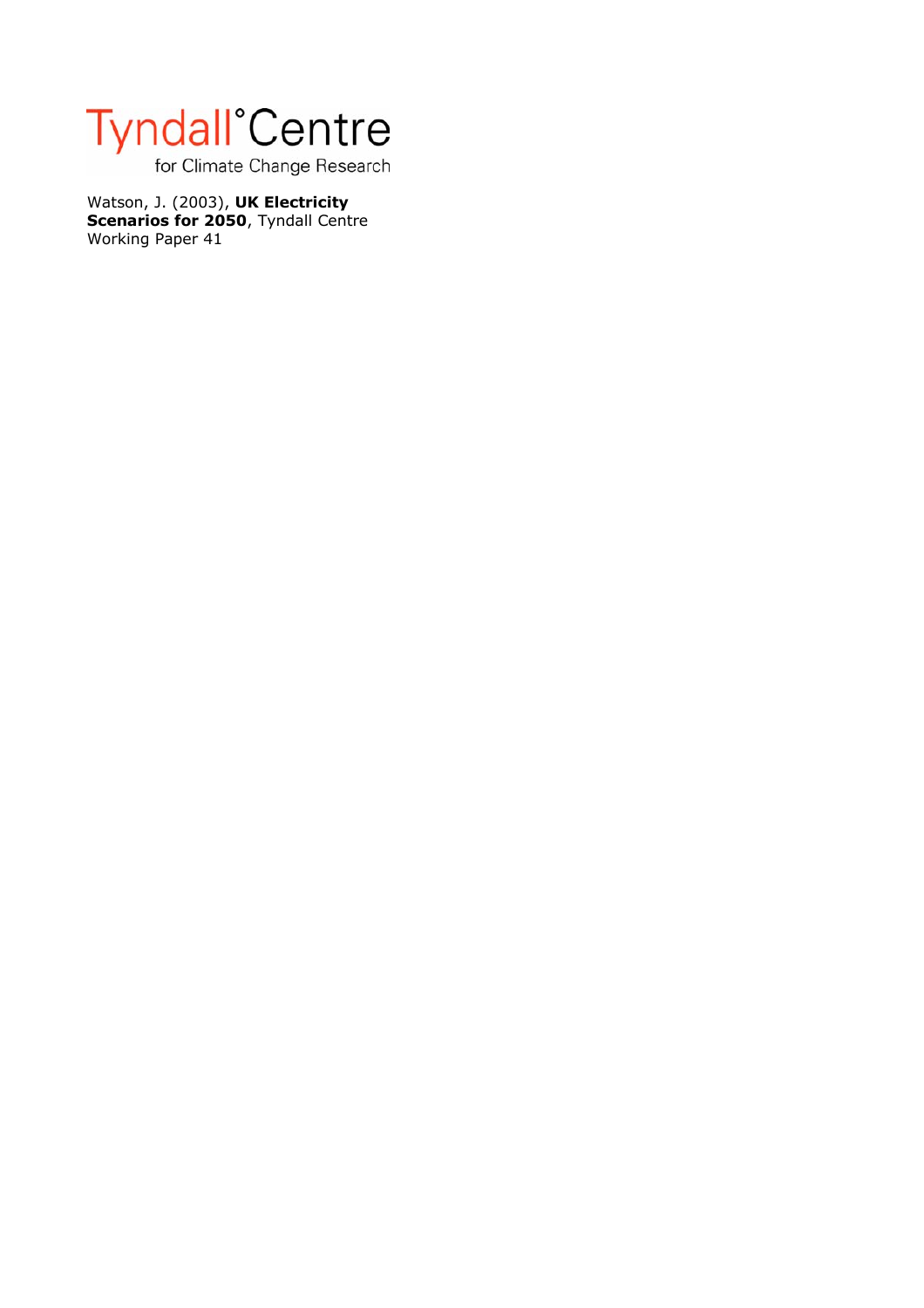Tyndall°Centre

for Climate Change Research

Watson, J. (2003), **UK Electricity Scenarios for 2050**, Tyndall Centre Working Paper 41